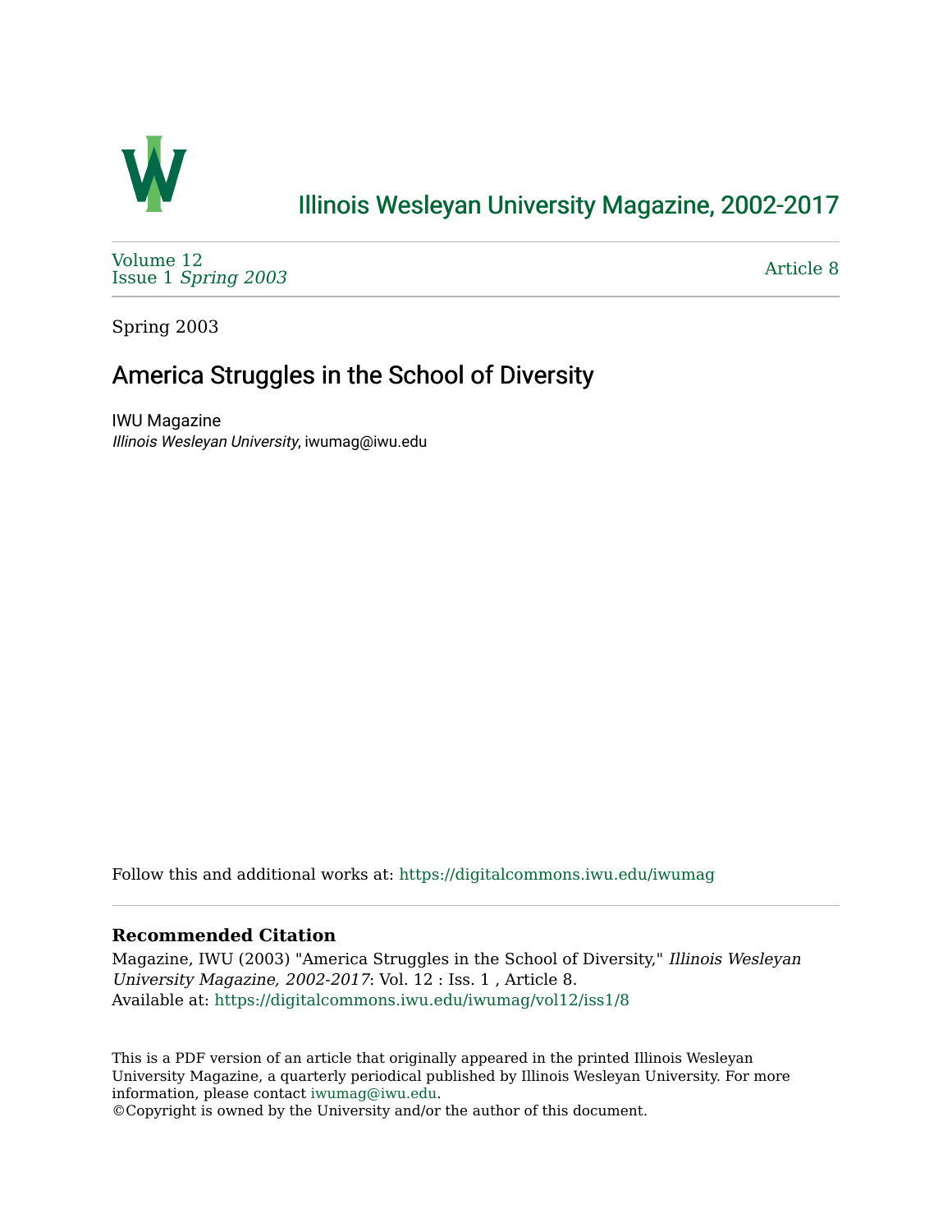# Illinois Wesleyan University Magazine, 2002-2017

Volume 12
Issue 1 *Spring 2003*

Article 8

Spring 2003

## America Struggles in the School of Diversity

IWU Magazine
*Illinois Wesleyan University*, iwumag@iwu.edu

Follow this and additional works at: https://digitalcommons.iwu.edu/iwumag

### Recommended Citation

Magazine, IWU (2003) "America Struggles in the School of Diversity," *Illinois Wesleyan University Magazine, 2002-2017*: Vol. 12 : Iss. 1 , Article 8.
Available at: https://digitalcommons.iwu.edu/iwumag/vol12/iss1/8

This is a PDF version of an article that originally appeared in the printed Illinois Wesleyan University Magazine, a quarterly periodical published by Illinois Wesleyan University. For more information, please contact iwumag@iwu.edu.
©Copyright is owned by the University and/or the author of this document.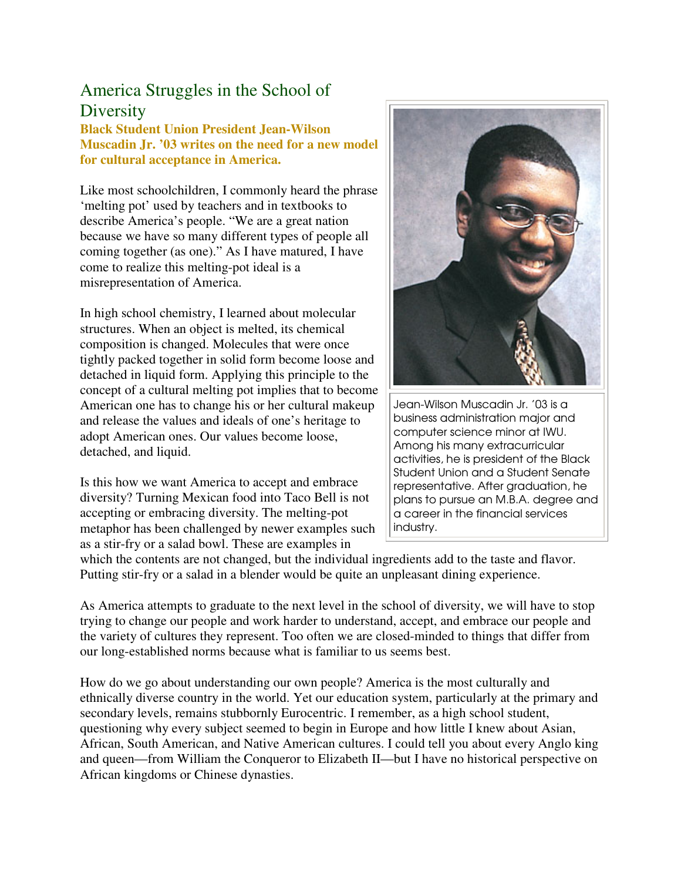# America Struggles in the School of Diversity

**Black Student Union President Jean-Wilson Muscadin Jr. '03 writes on the need for a new model for cultural acceptance in America.**

Like most schoolchildren, I commonly heard the phrase 'melting pot' used by teachers and in textbooks to describe America's people. "We are a great nation because we have so many different types of people all coming together (as one)." As I have matured, I have come to realize this melting-pot ideal is a misrepresentation of America.

In high school chemistry, I learned about molecular structures. When an object is melted, its chemical composition is changed. Molecules that were once tightly packed together in solid form become loose and detached in liquid form. Applying this principle to the concept of a cultural melting pot implies that to become American one has to change his or her cultural makeup and release the values and ideals of one's heritage to adopt American ones. Our values become loose, detached, and liquid.

Is this how we want America to accept and embrace diversity? Turning Mexican food into Taco Bell is not accepting or embracing diversity. The melting-pot metaphor has been challenged by newer examples such as a stir-fry or a salad bowl. These are examples in which the contents are not changed, but the individual ingredients add to the taste and flavor. Putting stir-fry or a salad in a blender would be quite an unpleasant dining experience.

Jean-Wilson Muscadin Jr. '03 is a business administration major and computer science minor at IWU. Among his many extracurricular activities, he is president of the Black Student Union and a Student Senate representative. After graduation, he plans to pursue an M.B.A. degree and a career in the financial services industry.

As America attempts to graduate to the next level in the school of diversity, we will have to stop trying to change our people and work harder to understand, accept, and embrace our people and the variety of cultures they represent. Too often we are closed-minded to things that differ from our long-established norms because what is familiar to us seems best.

How do we go about understanding our own people? America is the most culturally and ethnically diverse country in the world. Yet our education system, particularly at the primary and secondary levels, remains stubbornly Eurocentric. I remember, as a high school student, questioning why every subject seemed to begin in Europe and how little I knew about Asian, African, South American, and Native American cultures. I could tell you about every Anglo king and queen—from William the Conqueror to Elizabeth II—but I have no historical perspective on African kingdoms or Chinese dynasties.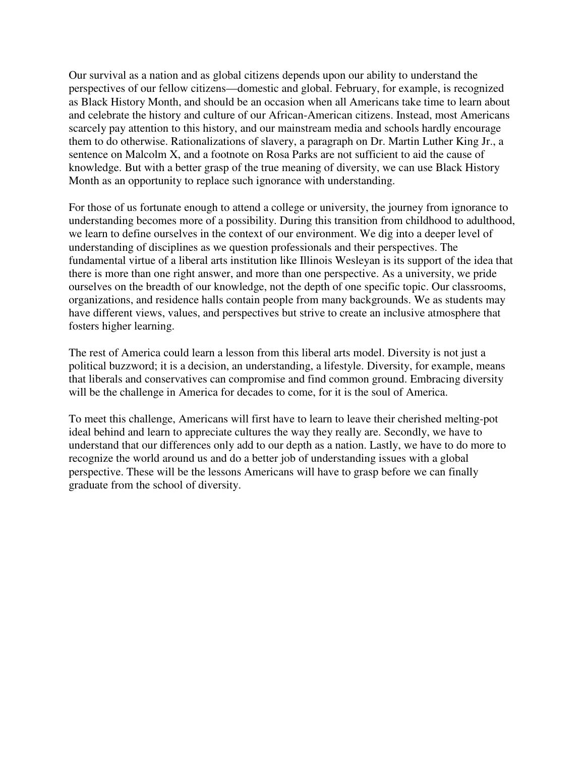Our survival as a nation and as global citizens depends upon our ability to understand the perspectives of our fellow citizens—domestic and global. February, for example, is recognized as Black History Month, and should be an occasion when all Americans take time to learn about and celebrate the history and culture of our African-American citizens. Instead, most Americans scarcely pay attention to this history, and our mainstream media and schools hardly encourage them to do otherwise. Rationalizations of slavery, a paragraph on Dr. Martin Luther King Jr., a sentence on Malcolm X, and a footnote on Rosa Parks are not sufficient to aid the cause of knowledge. But with a better grasp of the true meaning of diversity, we can use Black History Month as an opportunity to replace such ignorance with understanding.

For those of us fortunate enough to attend a college or university, the journey from ignorance to understanding becomes more of a possibility. During this transition from childhood to adulthood, we learn to define ourselves in the context of our environment. We dig into a deeper level of understanding of disciplines as we question professionals and their perspectives. The fundamental virtue of a liberal arts institution like Illinois Wesleyan is its support of the idea that there is more than one right answer, and more than one perspective. As a university, we pride ourselves on the breadth of our knowledge, not the depth of one specific topic. Our classrooms, organizations, and residence halls contain people from many backgrounds. We as students may have different views, values, and perspectives but strive to create an inclusive atmosphere that fosters higher learning.

The rest of America could learn a lesson from this liberal arts model. Diversity is not just a political buzzword; it is a decision, an understanding, a lifestyle. Diversity, for example, means that liberals and conservatives can compromise and find common ground. Embracing diversity will be the challenge in America for decades to come, for it is the soul of America.

To meet this challenge, Americans will first have to learn to leave their cherished melting-pot ideal behind and learn to appreciate cultures the way they really are. Secondly, we have to understand that our differences only add to our depth as a nation. Lastly, we have to do more to recognize the world around us and do a better job of understanding issues with a global perspective. These will be the lessons Americans will have to grasp before we can finally graduate from the school of diversity.